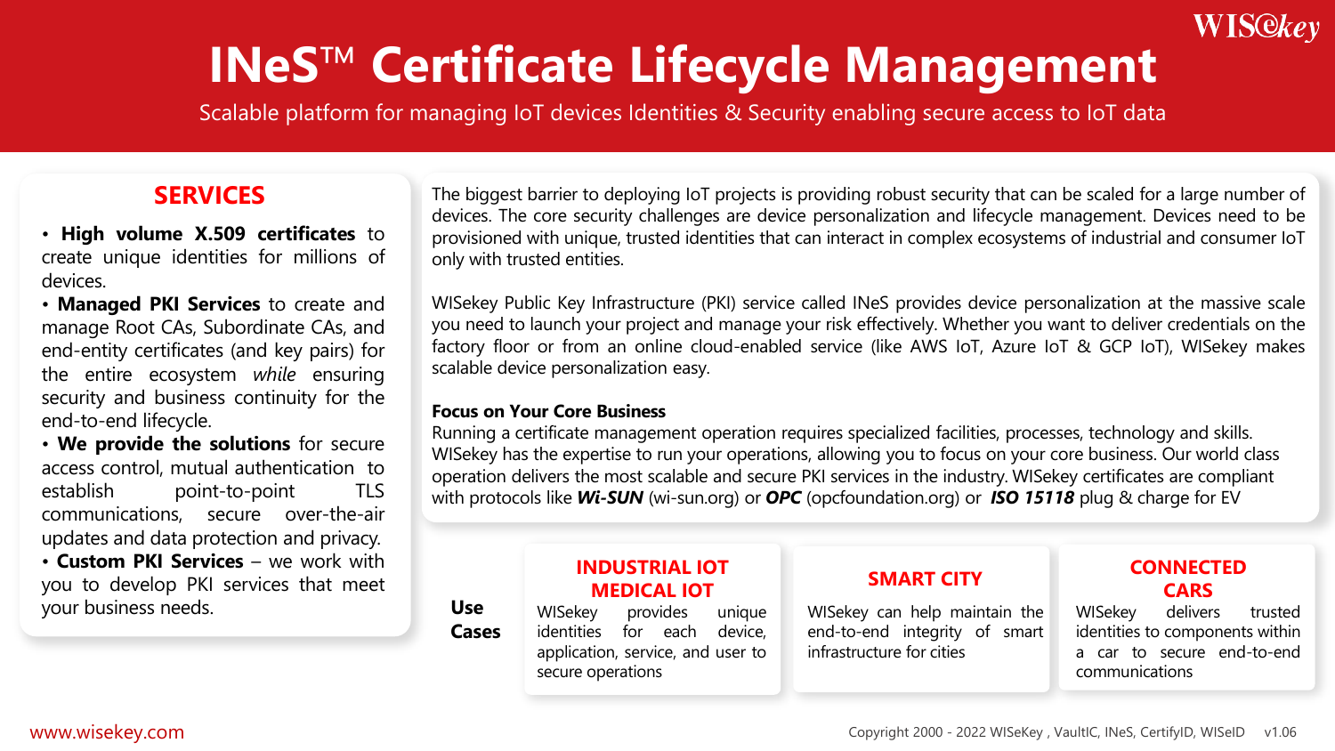# INeS™ Certificate Lifecycle Management

Scalable platform for managing IoT devices Identities & Security enabling secure access to IoT data

## SERVICES

- **High volume X.509 certificates** to create unique identities for millions of devices.
- **Managed PKI Services** to create and manage Root CAs, Subordinate CAs, and end-entity certificates (and key pairs) for the entire ecosystem *while* ensuring security and business continuity for the end-to-end lifecycle.
- **We provide the solutions** for secure access control, mutual authentication to establish point-to-point TLS communications, secure over-the-air updates and data protection and privacy.
- **Custom PKI Services** – we work with you to develop PKI services that meet your business needs.

The biggest barrier to deploying IoT projects is providing robust security that can be scaled for a large number of devices. The core security challenges are device personalization and lifecycle management. Devices need to be provisioned with unique, trusted identities that can interact in complex ecosystems of industrial and consumer IoT only with trusted entities.

WISekey Public Key Infrastructure (PKI) service called INeS provides device personalization at the massive scale you need to launch your project and manage your risk effectively. Whether you want to deliver credentials on the factory floor or from an online cloud-enabled service (like AWS IoT, Azure IoT & GCP IoT), WISekey makes scalable device personalization easy.

**Focus on Your Core Business**

Running a certificate management operation requires specialized facilities, processes, technology and skills. WISekey has the expertise to run your operations, allowing you to focus on your core business. Our world class operation delivers the most scalable and secure PKI services in the industry. WISekey certificates are compliant with protocols like ***Wi-SUN*** (wi-sun.org) or ***OPC*** (opcfoundation.org) or ***ISO 15118*** plug & charge for EV

## Use Cases

### INDUSTRIAL IOT MEDICAL IOT

WISekey provides unique identities for each device, application, service, and user to secure operations

### SMART CITY

WISekey can help maintain the end-to-end integrity of smart infrastructure for cities

### CONNECTED CARS

WISekey delivers trusted identities to components within a car to secure end-to-end communications

www.wisekey.com

Copyright 2000 - 2022 WISeKey , VaultIC, INeS, CertifyID, WISeID v1.06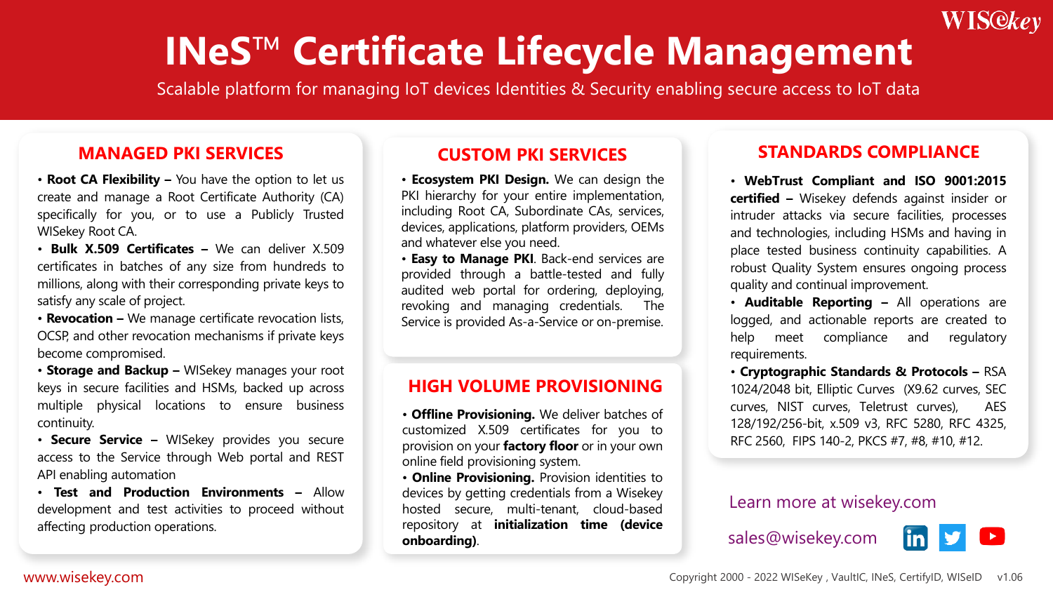# INeS™ Certificate Lifecycle Management

Scalable platform for managing IoT devices Identities & Security enabling secure access to IoT data

## MANAGED PKI SERVICES

- **Root CA Flexibility –** You have the option to let us create and manage a Root Certificate Authority (CA) specifically for you, or to use a Publicly Trusted WISekey Root CA.
- **Bulk X.509 Certificates –** We can deliver X.509 certificates in batches of any size from hundreds to millions, along with their corresponding private keys to satisfy any scale of project.
- **Revocation –** We manage certificate revocation lists, OCSP, and other revocation mechanisms if private keys become compromised.
- **Storage and Backup –** WISekey manages your root keys in secure facilities and HSMs, backed up across multiple physical locations to ensure business continuity.
- **Secure Service –** WISekey provides you secure access to the Service through Web portal and REST API enabling automation
- **Test and Production Environments –** Allow development and test activities to proceed without affecting production operations.

## CUSTOM PKI SERVICES

- **Ecosystem PKI Design.** We can design the PKI hierarchy for your entire implementation, including Root CA, Subordinate CAs, services, devices, applications, platform providers, OEMs and whatever else you need.
- **Easy to Manage PKI**. Back-end services are provided through a battle-tested and fully audited web portal for ordering, deploying, revoking and managing credentials. The Service is provided As-a-Service or on-premise.

## HIGH VOLUME PROVISIONING

- **Offline Provisioning.** We deliver batches of customized X.509 certificates for you to provision on your **factory floor** or in your own online field provisioning system.
- **Online Provisioning.** Provision identities to devices by getting credentials from a Wisekey hosted secure, multi-tenant, cloud-based repository at **initialization time (device onboarding)**.

## STANDARDS COMPLIANCE

- **WebTrust Compliant and ISO 9001:2015 certified –** Wisekey defends against insider or intruder attacks via secure facilities, processes and technologies, including HSMs and having in place tested business continuity capabilities. A robust Quality System ensures ongoing process quality and continual improvement.
- **Auditable Reporting –** All operations are logged, and actionable reports are created to help meet compliance and regulatory requirements.
- **Cryptographic Standards & Protocols –** RSA 1024/2048 bit, Elliptic Curves (X9.62 curves, SEC curves, NIST curves, Teletrust curves), AES 128/192/256-bit, x.509 v3, RFC 5280, RFC 4325, RFC 2560, FIPS 140-2, PKCS #7, #8, #10, #12.

Learn more at wisekey.com

sales@wisekey.com

www.wisekey.com

Copyright 2000 - 2022 WISeKey , VaultIC, INeS, CertifyID, WISeID v1.06